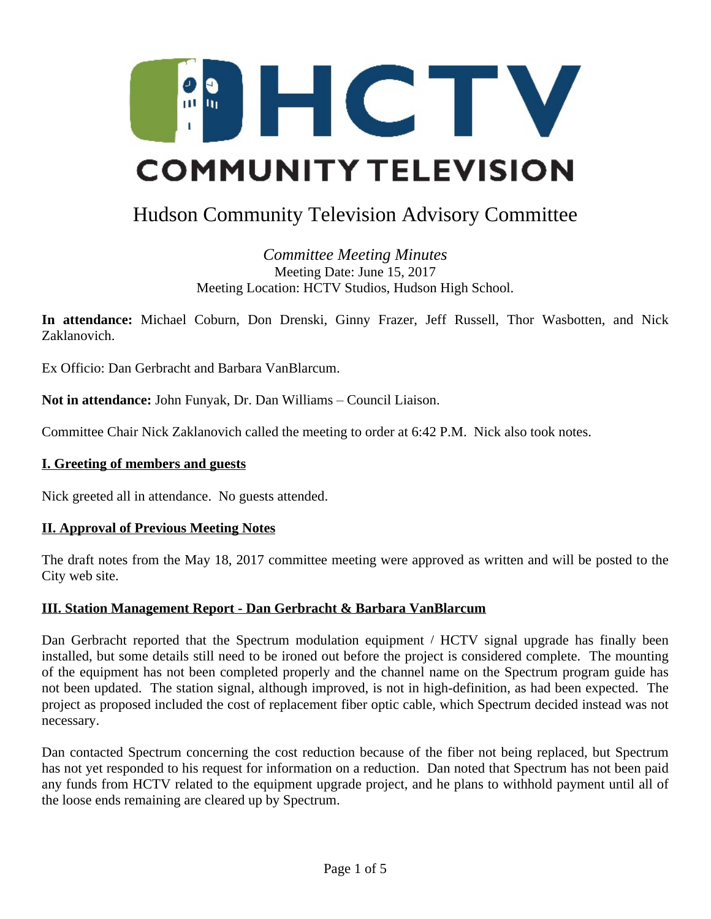# HCTV COMMUNITY TELEVISION

## Hudson Community Television Advisory Committee

*Committee Meeting Minutes*
Meeting Date: June 15, 2017
Meeting Location: HCTV Studios, Hudson High School.

**In attendance:** Michael Coburn, Don Drenski, Ginny Frazer, Jeff Russell, Thor Wasbotten, and Nick Zaklanovich.

Ex Officio: Dan Gerbracht and Barbara VanBlarcum.

**Not in attendance:** John Funyak, Dr. Dan Williams – Council Liaison.

Committee Chair Nick Zaklanovich called the meeting to order at 6:42 P.M. Nick also took notes.

### I. Greeting of members and guests

Nick greeted all in attendance. No guests attended.

### II. Approval of Previous Meeting Notes

The draft notes from the May 18, 2017 committee meeting were approved as written and will be posted to the City web site.

### III. Station Management Report - Dan Gerbracht & Barbara VanBlarcum

Dan Gerbracht reported that the Spectrum modulation equipment / HCTV signal upgrade has finally been installed, but some details still need to be ironed out before the project is considered complete. The mounting of the equipment has not been completed properly and the channel name on the Spectrum program guide has not been updated. The station signal, although improved, is not in high-definition, as had been expected. The project as proposed included the cost of replacement fiber optic cable, which Spectrum decided instead was not necessary.

Dan contacted Spectrum concerning the cost reduction because of the fiber not being replaced, but Spectrum has not yet responded to his request for information on a reduction. Dan noted that Spectrum has not been paid any funds from HCTV related to the equipment upgrade project, and he plans to withhold payment until all of the loose ends remaining are cleared up by Spectrum.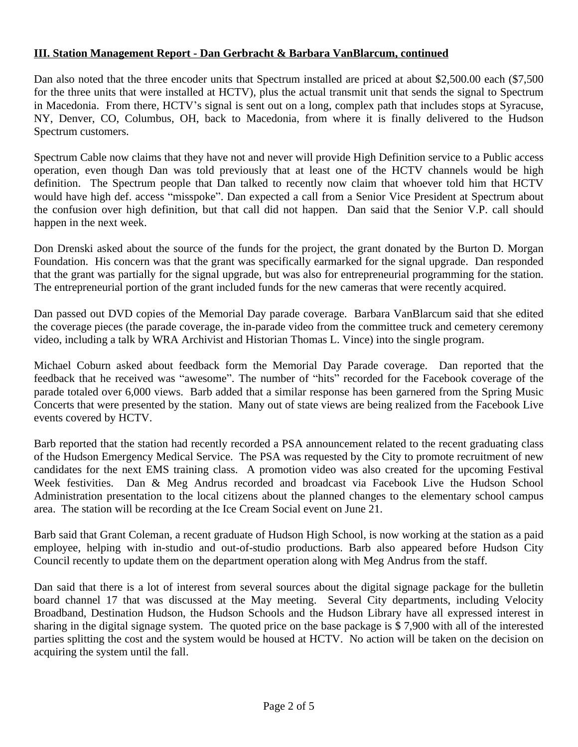**III. Station Management Report - Dan Gerbracht & Barbara VanBlarcum, continued**

Dan also noted that the three encoder units that Spectrum installed are priced at about $2,500.00 each ($7,500 for the three units that were installed at HCTV), plus the actual transmit unit that sends the signal to Spectrum in Macedonia. From there, HCTV's signal is sent out on a long, complex path that includes stops at Syracuse, NY, Denver, CO, Columbus, OH, back to Macedonia, from where it is finally delivered to the Hudson Spectrum customers.

Spectrum Cable now claims that they have not and never will provide High Definition service to a Public access operation, even though Dan was told previously that at least one of the HCTV channels would be high definition. The Spectrum people that Dan talked to recently now claim that whoever told him that HCTV would have high def. access "misspoke". Dan expected a call from a Senior Vice President at Spectrum about the confusion over high definition, but that call did not happen. Dan said that the Senior V.P. call should happen in the next week.

Don Drenski asked about the source of the funds for the project, the grant donated by the Burton D. Morgan Foundation. His concern was that the grant was specifically earmarked for the signal upgrade. Dan responded that the grant was partially for the signal upgrade, but was also for entrepreneurial programming for the station. The entrepreneurial portion of the grant included funds for the new cameras that were recently acquired.

Dan passed out DVD copies of the Memorial Day parade coverage. Barbara VanBlarcum said that she edited the coverage pieces (the parade coverage, the in-parade video from the committee truck and cemetery ceremony video, including a talk by WRA Archivist and Historian Thomas L. Vince) into the single program.

Michael Coburn asked about feedback form the Memorial Day Parade coverage. Dan reported that the feedback that he received was "awesome". The number of "hits" recorded for the Facebook coverage of the parade totaled over 6,000 views. Barb added that a similar response has been garnered from the Spring Music Concerts that were presented by the station. Many out of state views are being realized from the Facebook Live events covered by HCTV.

Barb reported that the station had recently recorded a PSA announcement related to the recent graduating class of the Hudson Emergency Medical Service. The PSA was requested by the City to promote recruitment of new candidates for the next EMS training class. A promotion video was also created for the upcoming Festival Week festivities. Dan & Meg Andrus recorded and broadcast via Facebook Live the Hudson School Administration presentation to the local citizens about the planned changes to the elementary school campus area. The station will be recording at the Ice Cream Social event on June 21.

Barb said that Grant Coleman, a recent graduate of Hudson High School, is now working at the station as a paid employee, helping with in-studio and out-of-studio productions. Barb also appeared before Hudson City Council recently to update them on the department operation along with Meg Andrus from the staff.

Dan said that there is a lot of interest from several sources about the digital signage package for the bulletin board channel 17 that was discussed at the May meeting. Several City departments, including Velocity Broadband, Destination Hudson, the Hudson Schools and the Hudson Library have all expressed interest in sharing in the digital signage system. The quoted price on the base package is $ 7,900 with all of the interested parties splitting the cost and the system would be housed at HCTV. No action will be taken on the decision on acquiring the system until the fall.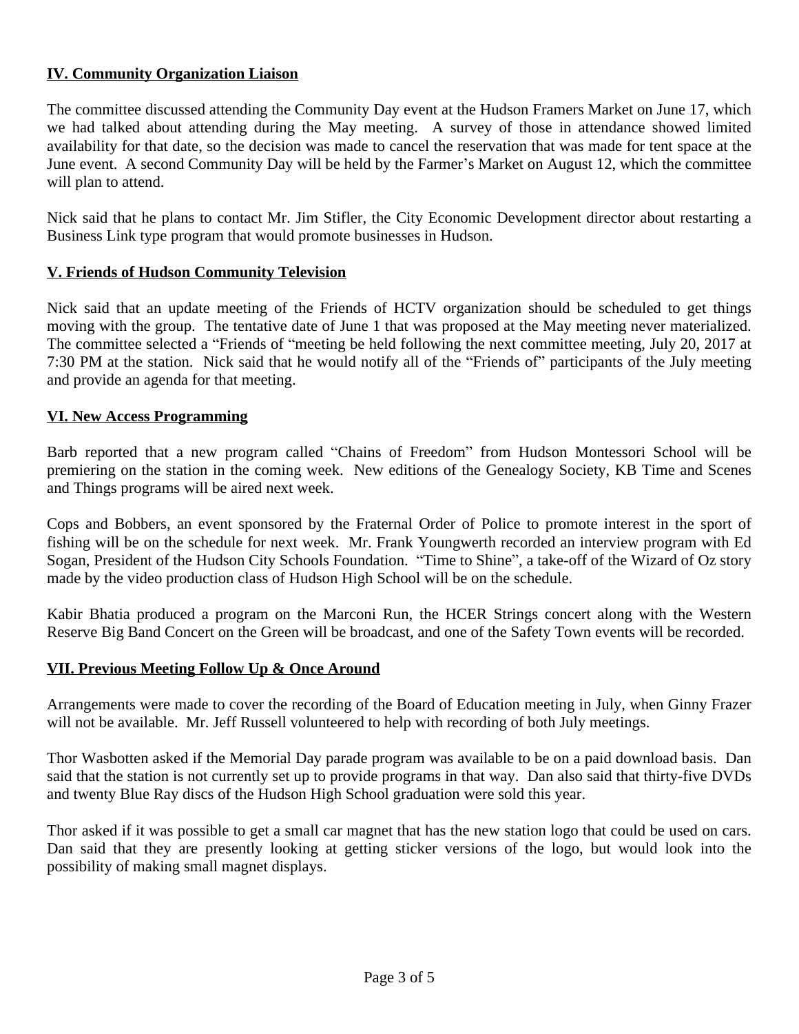## IV. Community Organization Liaison

The committee discussed attending the Community Day event at the Hudson Framers Market on June 17, which we had talked about attending during the May meeting. A survey of those in attendance showed limited availability for that date, so the decision was made to cancel the reservation that was made for tent space at the June event. A second Community Day will be held by the Farmer's Market on August 12, which the committee will plan to attend.

Nick said that he plans to contact Mr. Jim Stifler, the City Economic Development director about restarting a Business Link type program that would promote businesses in Hudson.

## V. Friends of Hudson Community Television

Nick said that an update meeting of the Friends of HCTV organization should be scheduled to get things moving with the group. The tentative date of June 1 that was proposed at the May meeting never materialized. The committee selected a "Friends of "meeting be held following the next committee meeting, July 20, 2017 at 7:30 PM at the station. Nick said that he would notify all of the "Friends of" participants of the July meeting and provide an agenda for that meeting.

## VI. New Access Programming

Barb reported that a new program called "Chains of Freedom" from Hudson Montessori School will be premiering on the station in the coming week. New editions of the Genealogy Society, KB Time and Scenes and Things programs will be aired next week.

Cops and Bobbers, an event sponsored by the Fraternal Order of Police to promote interest in the sport of fishing will be on the schedule for next week. Mr. Frank Youngwerth recorded an interview program with Ed Sogan, President of the Hudson City Schools Foundation. "Time to Shine", a take-off of the Wizard of Oz story made by the video production class of Hudson High School will be on the schedule.

Kabir Bhatia produced a program on the Marconi Run, the HCER Strings concert along with the Western Reserve Big Band Concert on the Green will be broadcast, and one of the Safety Town events will be recorded.

## VII. Previous Meeting Follow Up & Once Around

Arrangements were made to cover the recording of the Board of Education meeting in July, when Ginny Frazer will not be available. Mr. Jeff Russell volunteered to help with recording of both July meetings.

Thor Wasbotten asked if the Memorial Day parade program was available to be on a paid download basis. Dan said that the station is not currently set up to provide programs in that way. Dan also said that thirty-five DVDs and twenty Blue Ray discs of the Hudson High School graduation were sold this year.

Thor asked if it was possible to get a small car magnet that has the new station logo that could be used on cars. Dan said that they are presently looking at getting sticker versions of the logo, but would look into the possibility of making small magnet displays.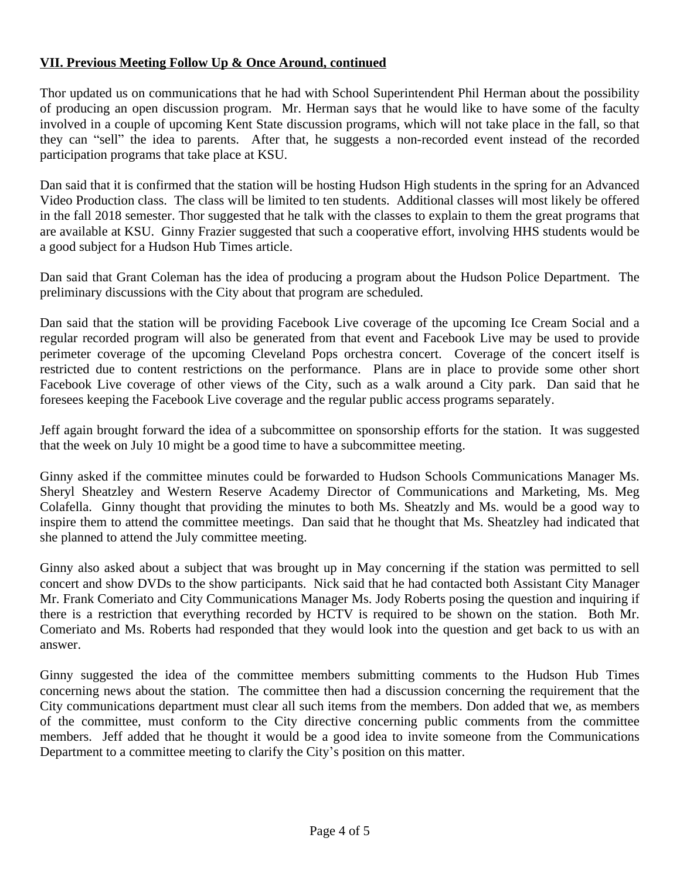**VII. Previous Meeting Follow Up & Once Around, continued**

Thor updated us on communications that he had with School Superintendent Phil Herman about the possibility of producing an open discussion program. Mr. Herman says that he would like to have some of the faculty involved in a couple of upcoming Kent State discussion programs, which will not take place in the fall, so that they can "sell" the idea to parents. After that, he suggests a non-recorded event instead of the recorded participation programs that take place at KSU.

Dan said that it is confirmed that the station will be hosting Hudson High students in the spring for an Advanced Video Production class. The class will be limited to ten students. Additional classes will most likely be offered in the fall 2018 semester. Thor suggested that he talk with the classes to explain to them the great programs that are available at KSU. Ginny Frazier suggested that such a cooperative effort, involving HHS students would be a good subject for a Hudson Hub Times article.

Dan said that Grant Coleman has the idea of producing a program about the Hudson Police Department. The preliminary discussions with the City about that program are scheduled.

Dan said that the station will be providing Facebook Live coverage of the upcoming Ice Cream Social and a regular recorded program will also be generated from that event and Facebook Live may be used to provide perimeter coverage of the upcoming Cleveland Pops orchestra concert. Coverage of the concert itself is restricted due to content restrictions on the performance. Plans are in place to provide some other short Facebook Live coverage of other views of the City, such as a walk around a City park. Dan said that he foresees keeping the Facebook Live coverage and the regular public access programs separately.

Jeff again brought forward the idea of a subcommittee on sponsorship efforts for the station. It was suggested that the week on July 10 might be a good time to have a subcommittee meeting.

Ginny asked if the committee minutes could be forwarded to Hudson Schools Communications Manager Ms. Sheryl Sheatzley and Western Reserve Academy Director of Communications and Marketing, Ms. Meg Colafella. Ginny thought that providing the minutes to both Ms. Sheatzly and Ms. would be a good way to inspire them to attend the committee meetings. Dan said that he thought that Ms. Sheatzley had indicated that she planned to attend the July committee meeting.

Ginny also asked about a subject that was brought up in May concerning if the station was permitted to sell concert and show DVDs to the show participants. Nick said that he had contacted both Assistant City Manager Mr. Frank Comeriato and City Communications Manager Ms. Jody Roberts posing the question and inquiring if there is a restriction that everything recorded by HCTV is required to be shown on the station. Both Mr. Comeriato and Ms. Roberts had responded that they would look into the question and get back to us with an answer.

Ginny suggested the idea of the committee members submitting comments to the Hudson Hub Times concerning news about the station. The committee then had a discussion concerning the requirement that the City communications department must clear all such items from the members. Don added that we, as members of the committee, must conform to the City directive concerning public comments from the committee members. Jeff added that he thought it would be a good idea to invite someone from the Communications Department to a committee meeting to clarify the City's position on this matter.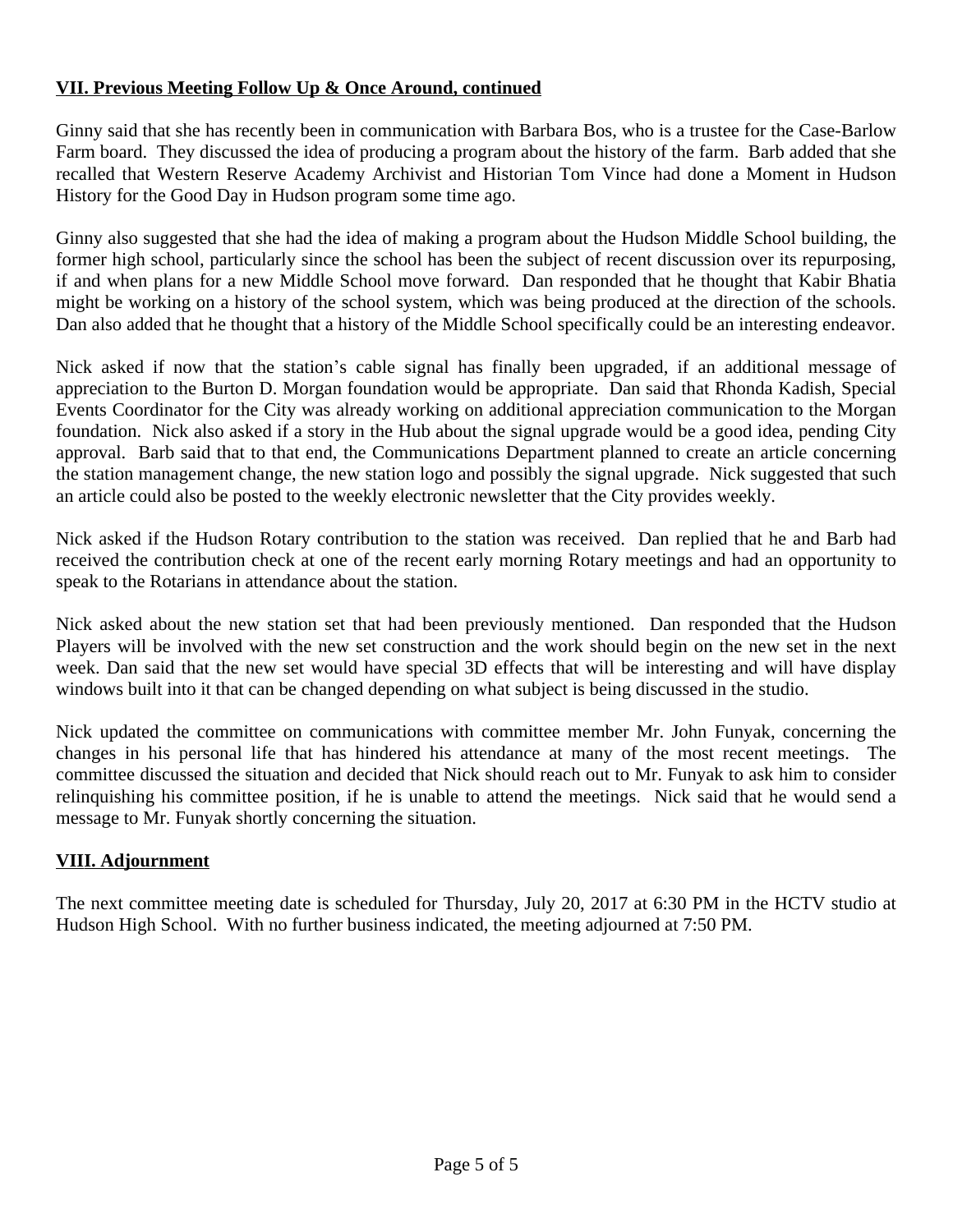## VII. Previous Meeting Follow Up & Once Around, continued

Ginny said that she has recently been in communication with Barbara Bos, who is a trustee for the Case-Barlow Farm board. They discussed the idea of producing a program about the history of the farm. Barb added that she recalled that Western Reserve Academy Archivist and Historian Tom Vince had done a Moment in Hudson History for the Good Day in Hudson program some time ago.

Ginny also suggested that she had the idea of making a program about the Hudson Middle School building, the former high school, particularly since the school has been the subject of recent discussion over its repurposing, if and when plans for a new Middle School move forward. Dan responded that he thought that Kabir Bhatia might be working on a history of the school system, which was being produced at the direction of the schools. Dan also added that he thought that a history of the Middle School specifically could be an interesting endeavor.

Nick asked if now that the station's cable signal has finally been upgraded, if an additional message of appreciation to the Burton D. Morgan foundation would be appropriate. Dan said that Rhonda Kadish, Special Events Coordinator for the City was already working on additional appreciation communication to the Morgan foundation. Nick also asked if a story in the Hub about the signal upgrade would be a good idea, pending City approval. Barb said that to that end, the Communications Department planned to create an article concerning the station management change, the new station logo and possibly the signal upgrade. Nick suggested that such an article could also be posted to the weekly electronic newsletter that the City provides weekly.

Nick asked if the Hudson Rotary contribution to the station was received. Dan replied that he and Barb had received the contribution check at one of the recent early morning Rotary meetings and had an opportunity to speak to the Rotarians in attendance about the station.

Nick asked about the new station set that had been previously mentioned. Dan responded that the Hudson Players will be involved with the new set construction and the work should begin on the new set in the next week. Dan said that the new set would have special 3D effects that will be interesting and will have display windows built into it that can be changed depending on what subject is being discussed in the studio.

Nick updated the committee on communications with committee member Mr. John Funyak, concerning the changes in his personal life that has hindered his attendance at many of the most recent meetings. The committee discussed the situation and decided that Nick should reach out to Mr. Funyak to ask him to consider relinquishing his committee position, if he is unable to attend the meetings. Nick said that he would send a message to Mr. Funyak shortly concerning the situation.

## VIII. Adjournment

The next committee meeting date is scheduled for Thursday, July 20, 2017 at 6:30 PM in the HCTV studio at Hudson High School. With no further business indicated, the meeting adjourned at 7:50 PM.